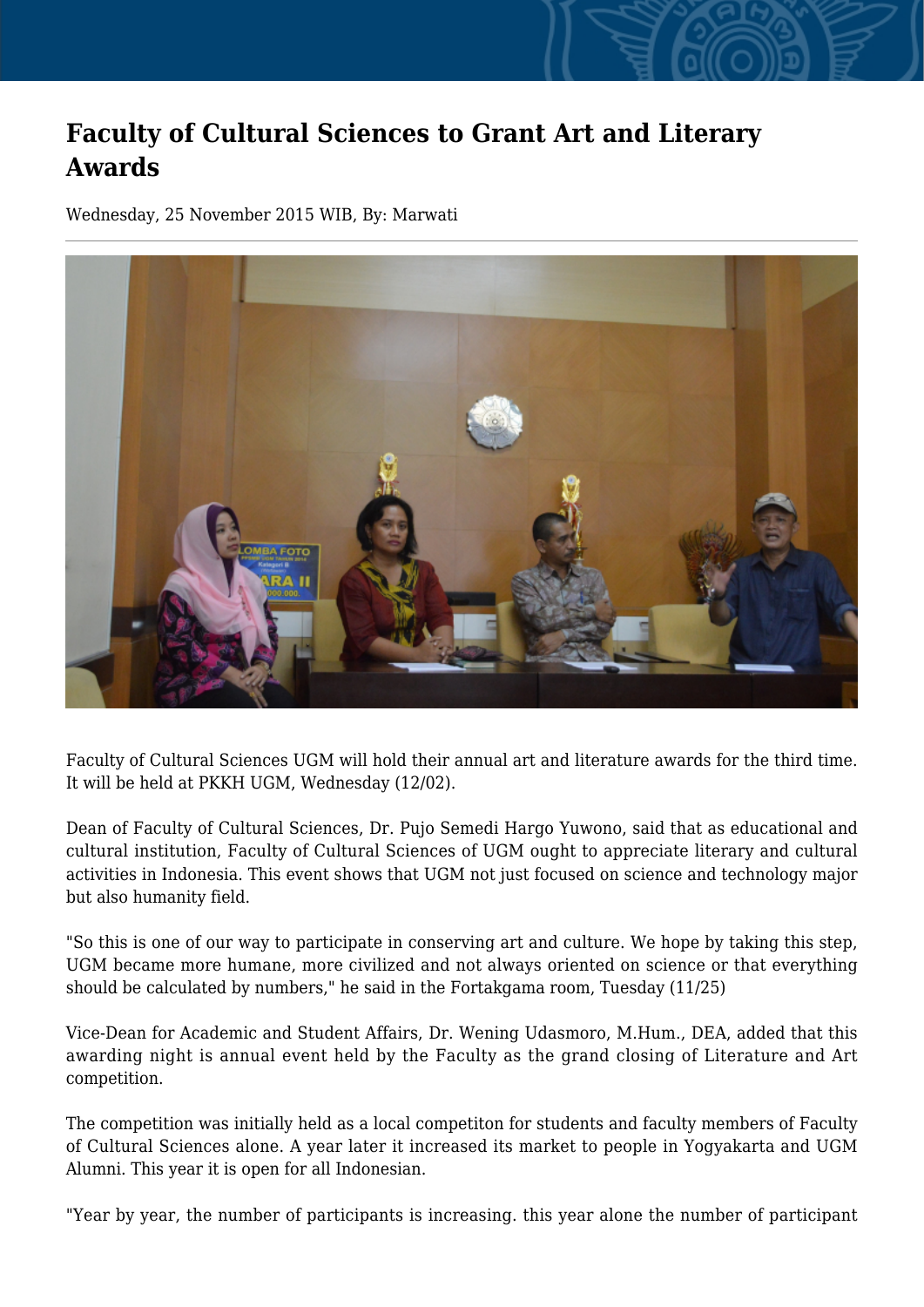# Faculty of Cultural Sciences to Grant Art and Literary Awards

Wednesday, 25 November 2015 WIB, By: Marwati

Faculty of Cultural Sciences UGM will hold their annual art and literature awards for the third time. It will be held at PKKH UGM, Wednesday (12/02).

Dean of Faculty of Cultural Sciences, Dr. Pujo Semedi Hargo Yuwono, said that as educational and cultural institution, Faculty of Cultural Sciences of UGM ought to appreciate literary and cultural activities in Indonesia. This event shows that UGM not just focused on science and technology major but also humanity field.

"So this is one of our way to participate in conserving art and culture. We hope by taking this step, UGM became more humane, more civilized and not always oriented on science or that everything should be calculated by numbers," he said in the Fortakgama room, Tuesday (11/25)

Vice-Dean for Academic and Student Affairs, Dr. Wening Udasmoro, M.Hum., DEA, added that this awarding night is annual event held by the Faculty as the grand closing of Literature and Art competition.

The competition was initially held as a local competiton for students and faculty members of Faculty of Cultural Sciences alone. A year later it increased its market to people in Yogyakarta and UGM Alumni. This year it is open for all Indonesian.

"Year by year, the number of participants is increasing. this year alone the number of participant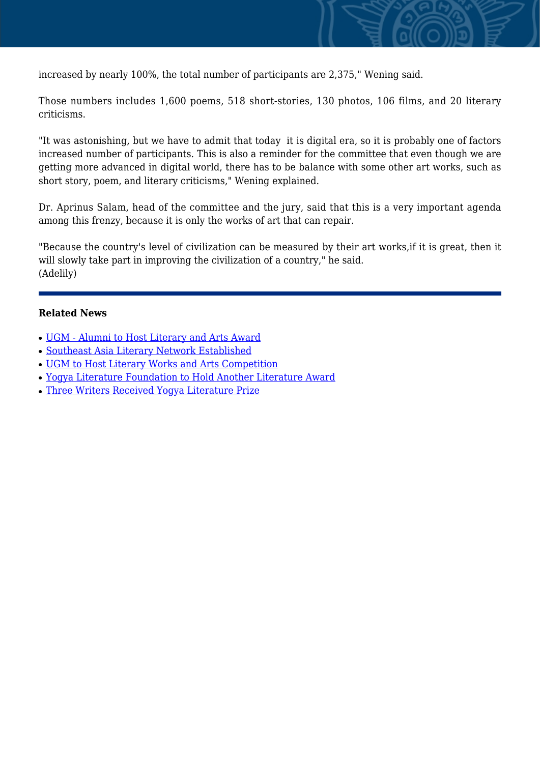increased by nearly 100%, the total number of participants are 2,375," Wening said.

Those numbers includes 1,600 poems, 518 short-stories, 130 photos, 106 films, and 20 literary criticisms.

"It was astonishing, but we have to admit that today  it is digital era, so it is probably one of factors increased number of participants. This is also a reminder for the committee that even though we are getting more advanced in digital world, there has to be balance with some other art works, such as short story, poem, and literary criticisms," Wening explained.

Dr. Aprinus Salam, head of the committee and the jury, said that this is a very important agenda among this frenzy, because it is only the works of art that can repair.

"Because the country's level of civilization can be measured by their art works,if it is great, then it will slowly take part in improving the civilization of a country," he said.
(Adelily)

---

**Related News**

- UGM - Alumni to Host Literary and Arts Award
- Southeast Asia Literary Network Established
- UGM to Host Literary Works and Arts Competition
- Yogya Literature Foundation to Hold Another Literature Award
- Three Writers Received Yogya Literature Prize